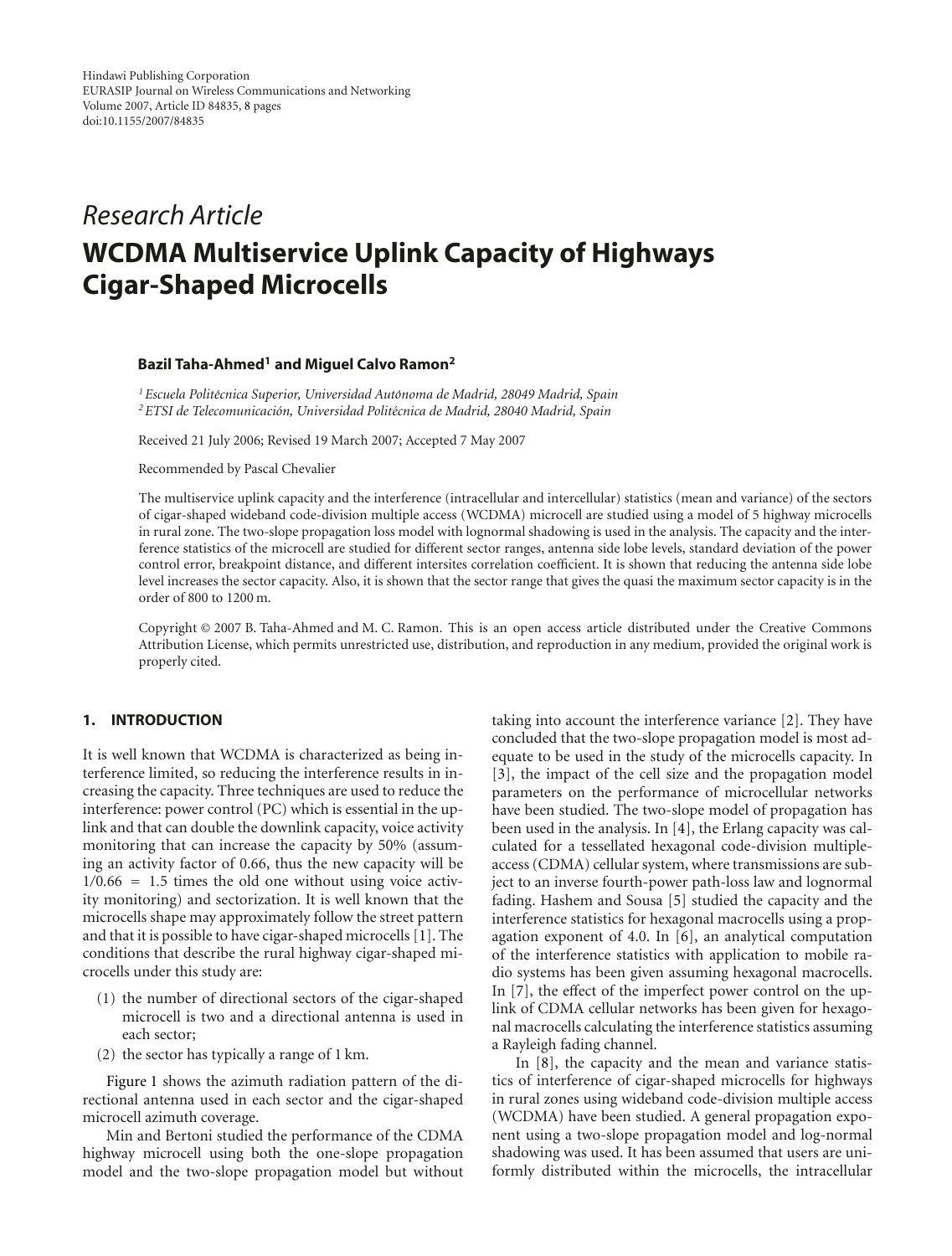Hindawi Publishing Corporation
EURASIP Journal on Wireless Communications and Networking
Volume 2007, Article ID 84835, 8 pages
doi:10.1155/2007/84835

*Research Article*

# WCDMA Multiservice Uplink Capacity of Highways Cigar-Shaped Microcells

**Bazil Taha-Ahmed[1] and Miguel Calvo Ramon[2]**

[1] *Escuela Politécnica Superior, Universidad Autónoma de Madrid, 28049 Madrid, Spain*
[2] *ETSI de Telecomunicación, Universidad Politécnica de Madrid, 28040 Madrid, Spain*

Received 21 July 2006; Revised 19 March 2007; Accepted 7 May 2007

Recommended by Pascal Chevalier

The multiservice uplink capacity and the interference (intracellular and intercellular) statistics (mean and variance) of the sectors of cigar-shaped wideband code-division multiple access (WCDMA) microcell are studied using a model of 5 highway microcells in rural zone. The two-slope propagation loss model with lognormal shadowing is used in the analysis. The capacity and the interference statistics of the microcell are studied for different sector ranges, antenna side lobe levels, standard deviation of the power control error, breakpoint distance, and different intersites correlation coefficient. It is shown that reducing the antenna side lobe level increases the sector capacity. Also, it is shown that the sector range that gives the quasi the maximum sector capacity is in the order of 800 to 1200 m.

Copyright © 2007 B. Taha-Ahmed and M. C. Ramon. This is an open access article distributed under the Creative Commons Attribution License, which permits unrestricted use, distribution, and reproduction in any medium, provided the original work is properly cited.

## 1. INTRODUCTION

It is well known that WCDMA is characterized as being interference limited, so reducing the interference results in increasing the capacity. Three techniques are used to reduce the interference: power control (PC) which is essential in the uplink and that can double the downlink capacity, voice activity monitoring that can increase the capacity by 50% (assuming an activity factor of 0.66, thus the new capacity will be $1/0.66 = 1.5$ times the old one without using voice activity monitoring) and sectorization. It is well known that the microcells shape may approximately follow the street pattern and that it is possible to have cigar-shaped microcells [1]. The conditions that describe the rural highway cigar-shaped microcells under this study are:

(1) the number of directional sectors of the cigar-shaped microcell is two and a directional antenna is used in each sector;
(2) the sector has typically a range of 1 km.

Figure 1 shows the azimuth radiation pattern of the directional antenna used in each sector and the cigar-shaped microcell azimuth coverage.

Min and Bertoni studied the performance of the CDMA highway microcell using both the one-slope propagation model and the two-slope propagation model but without taking into account the interference variance [2]. They have concluded that the two-slope propagation model is most adequate to be used in the study of the microcells capacity. In [3], the impact of the cell size and the propagation model parameters on the performance of microcellular networks have been studied. The two-slope model of propagation has been used in the analysis. In [4], the Erlang capacity was calculated for a tessellated hexagonal code-division multiple-access (CDMA) cellular system, where transmissions are subject to an inverse fourth-power path-loss law and lognormal fading. Hashem and Sousa [5] studied the capacity and the interference statistics for hexagonal macrocells using a propagation exponent of 4.0. In [6], an analytical computation of the interference statistics with application to mobile radio systems has been given assuming hexagonal macrocells. In [7], the effect of the imperfect power control on the uplink of CDMA cellular networks has been given for hexagonal macrocells calculating the interference statistics assuming a Rayleigh fading channel.

In [8], the capacity and the mean and variance statistics of interference of cigar-shaped microcells for highways in rural zones using wideband code-division multiple access (WCDMA) have been studied. A general propagation exponent using a two-slope propagation model and log-normal shadowing was used. It has been assumed that users are uniformly distributed within the microcells, the intracellular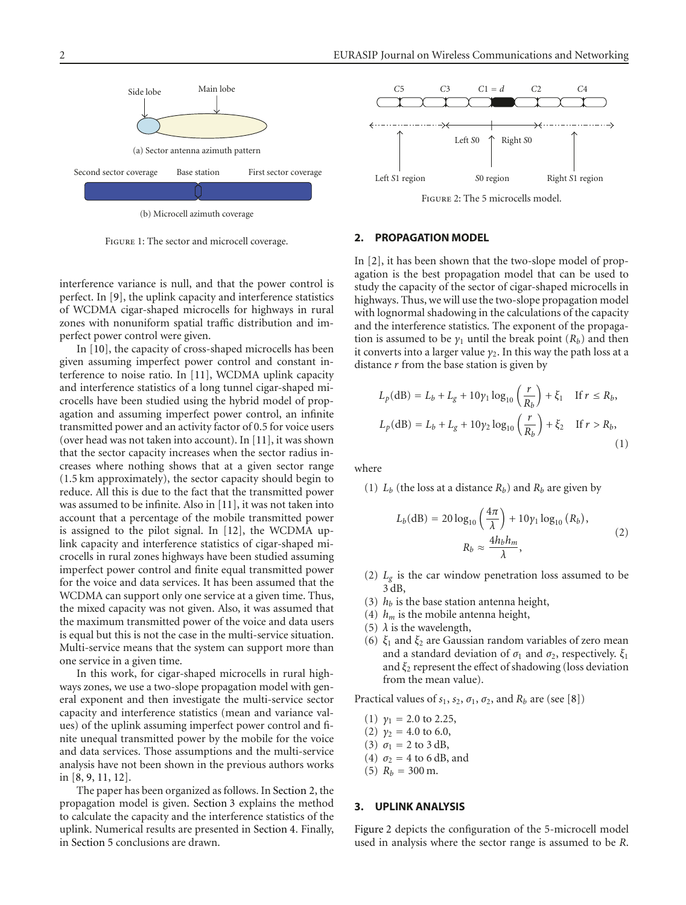FIGURE 1: The sector and microcell coverage.

interference variance is null, and that the power control is perfect. In [9], the uplink capacity and interference statistics of WCDMA cigar-shaped microcells for highways in rural zones with nonuniform spatial traffic distribution and imperfect power control were given.

In [10], the capacity of cross-shaped microcells has been given assuming imperfect power control and constant interference to noise ratio. In [11], WCDMA uplink capacity and interference statistics of a long tunnel cigar-shaped microcells have been studied using the hybrid model of propagation and assuming imperfect power control, an infinite transmitted power and an activity factor of 0.5 for voice users (over head was not taken into account). In [11], it was shown that the sector capacity increases when the sector radius increases where nothing shows that at a given sector range (1.5 km approximately), the sector capacity should begin to reduce. All this is due to the fact that the transmitted power was assumed to be infinite. Also in [11], it was not taken into account that a percentage of the mobile transmitted power is assigned to the pilot signal. In [12], the WCDMA uplink capacity and interference statistics of cigar-shaped microcells in rural zones highways have been studied assuming imperfect power control and finite equal transmitted power for the voice and data services. It has been assumed that the WCDMA can support only one service at a given time. Thus, the mixed capacity was not given. Also, it was assumed that the maximum transmitted power of the voice and data users is equal but this is not the case in the multi-service situation. Multi-service means that the system can support more than one service in a given time.

In this work, for cigar-shaped microcells in rural highways zones, we use a two-slope propagation model with general exponent and then investigate the multi-service sector capacity and interference statistics (mean and variance values) of the uplink assuming imperfect power control and finite unequal transmitted power by the mobile for the voice and data services. Those assumptions and the multi-service analysis have not been shown in the previous authors works in [8, 9, 11, 12].

The paper has been organized as follows. In Section 2, the propagation model is given. Section 3 explains the method to calculate the capacity and the interference statistics of the uplink. Numerical results are presented in Section 4. Finally, in Section 5 conclusions are drawn.

FIGURE 2: The 5 microcells model.

## 2. PROPAGATION MODEL

In [2], it has been shown that the two-slope model of propagation is the best propagation model that can be used to study the capacity of the sector of cigar-shaped microcells in highways. Thus, we will use the two-slope propagation model with lognormal shadowing in the calculations of the capacity and the interference statistics. The exponent of the propagation is assumed to be $\gamma_1$ until the break point ($R_b$) and then it converts into a larger value $\gamma_2$. In this way the path loss at a distance $r$ from the base station is given by

$$L_p(\text{dB}) = L_b + L_g + 10\gamma_1 \log_{10}\left(\frac{r}{R_b}\right) + \xi_1 \quad \text{If } r \leq R_b,$$
$$L_p(\text{dB}) = L_b + L_g + 10\gamma_2 \log_{10}\left(\frac{r}{R_b}\right) + \xi_2 \quad \text{If } r > R_b, \tag{1}$$

where

(1) $L_b$ (the loss at a distance $R_b$) and $R_b$ are given by

$$L_b(\text{dB}) = 20\log_{10}\left(\frac{4\pi}{\lambda}\right) + 10\gamma_1 \log_{10}(R_b),$$
$$R_b \approx \frac{4h_b h_m}{\lambda}, \tag{2}$$

(2) $L_g$ is the car window penetration loss assumed to be 3 dB,

(3) $h_b$ is the base station antenna height,

(4) $h_m$ is the mobile antenna height,

(5) $\lambda$ is the wavelength,

(6) $\xi_1$ and $\xi_2$ are Gaussian random variables of zero mean and a standard deviation of $\sigma_1$ and $\sigma_2$, respectively. $\xi_1$ and $\xi_2$ represent the effect of shadowing (loss deviation from the mean value).

Practical values of $s_1$, $s_2$, $\sigma_1$, $\sigma_2$, and $R_b$ are (see [8])

(1) $\gamma_1$ = 2.0 to 2.25,

(2) $\gamma_2$ = 4.0 to 6.0,

(3) $\sigma_1$ = 2 to 3 dB,

(4) $\sigma_2$ = 4 to 6 dB, and

(5) $R_b$ = 300 m.

## 3. UPLINK ANALYSIS

Figure 2 depicts the configuration of the 5-microcell model used in analysis where the sector range is assumed to be $R$.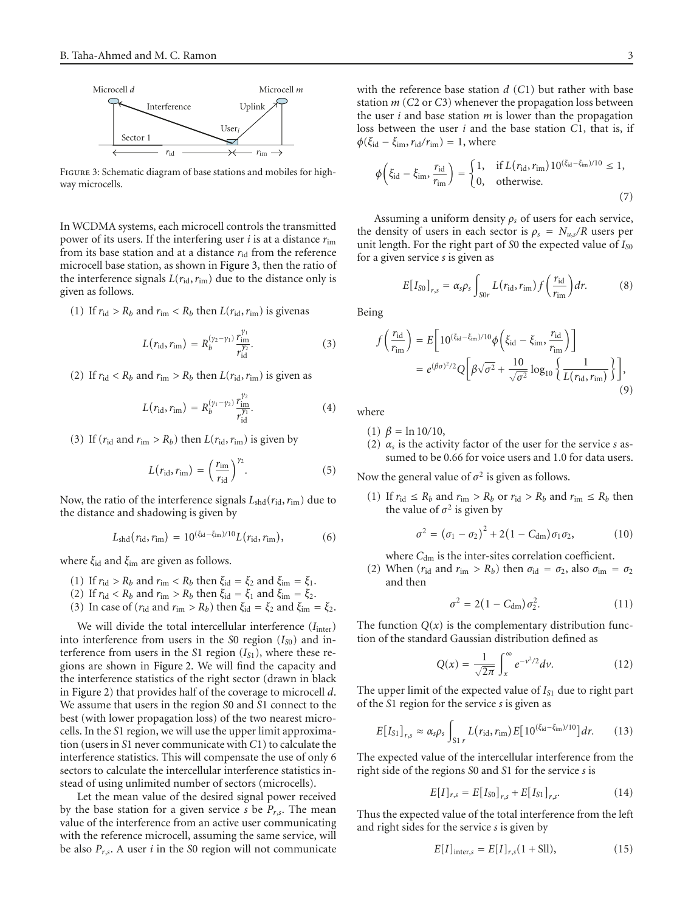Figure 3: Schematic diagram of base stations and mobiles for highway microcells.

In WCDMA systems, each microcell controls the transmitted power of its users. If the interfering user $i$ is at a distance $r_{\text{im}}$ from its base station and at a distance $r_{\text{id}}$ from the reference microcell base station, as shown in Figure 3, then the ratio of the interference signals $L(r_{\text{id}}, r_{\text{im}})$ due to the distance only is given as follows.

(1) If $r_{\text{id}} > R_b$ and $r_{\text{im}} < R_b$ then $L(r_{\text{id}}, r_{\text{im}})$ is givenas

$$L(r_{\text{id}}, r_{\text{im}}) = R_b^{(\gamma_2-\gamma_1)} \frac{r_{\text{im}}^{\gamma_1}}{r_{\text{id}}^{\gamma_2}}. \tag{3}$$

(2) If $r_{\text{id}} < R_b$ and $r_{\text{im}} > R_b$ then $L(r_{\text{id}}, r_{\text{im}})$ is given as

$$L(r_{\text{id}}, r_{\text{im}}) = R_b^{(\gamma_1-\gamma_2)} \frac{r_{\text{im}}^{\gamma_2}}{r_{\text{id}}^{\gamma_1}}. \tag{4}$$

(3) If ($r_{\text{id}}$ and $r_{\text{im}} > R_b$) then $L(r_{\text{id}}, r_{\text{im}})$ is given by

$$L(r_{\text{id}}, r_{\text{im}}) = \left(\frac{r_{\text{im}}}{r_{\text{id}}}\right)^{\gamma_2}. \tag{5}$$

Now, the ratio of the interference signals $L_{\text{shd}}(r_{\text{id}}, r_{\text{im}})$ due to the distance and shadowing is given by

$$L_{\text{shd}}(r_{\text{id}}, r_{\text{im}}) = 10^{(\xi_{\text{id}}-\xi_{\text{im}})/10} L(r_{\text{id}}, r_{\text{im}}), \tag{6}$$

where $\xi_{\text{id}}$ and $\xi_{\text{im}}$ are given as follows.

(1) If $r_{\text{id}} > R_b$ and $r_{\text{im}} < R_b$ then $\xi_{\text{id}} = \xi_2$ and $\xi_{\text{im}} = \xi_1$.
(2) If $r_{\text{id}} < R_b$ and $r_{\text{im}} > R_b$ then $\xi_{\text{id}} = \xi_1$ and $\xi_{\text{im}} = \xi_2$.
(3) In case of ($r_{\text{id}}$ and $r_{\text{im}} > R_b$) then $\xi_{\text{id}} = \xi_2$ and $\xi_{\text{im}} = \xi_2$.

We will divide the total intercellular interference ($I_{\text{inter}}$) into interference from users in the $S0$ region ($I_{S0}$) and interference from users in the $S1$ region ($I_{S1}$), where these regions are shown in Figure 2. We will find the capacity and the interference statistics of the right sector (drawn in black in Figure 2) that provides half of the coverage to microcell $d$. We assume that users in the region $S0$ and $S1$ connect to the best (with lower propagation loss) of the two nearest microcells. In the $S1$ region, we will use the upper limit approximation (users in $S1$ never communicate with $C1$) to calculate the interference statistics. This will compensate the use of only 6 sectors to calculate the intercellular interference statistics instead of using unlimited number of sectors (microcells).

Let the mean value of the desired signal power received by the base station for a given service $s$ be $P_{r,s}$. The mean value of the interference from an active user communicating with the reference microcell, assuming the same service, will be also $P_{r,s}$. A user $i$ in the $S0$ region will not communicate with the reference base station $d$ ($C1$) but rather with base station $m$ ($C2$ or $C3$) whenever the propagation loss between the user $i$ and base station $m$ is lower than the propagation loss between the user $i$ and the base station $C1$, that is, if $\phi(\xi_{\text{id}} - \xi_{\text{im}}, r_{\text{id}}/r_{\text{im}}) = 1$, where

$$\phi\left(\xi_{\text{id}} - \xi_{\text{im}}, \frac{r_{\text{id}}}{r_{\text{im}}}\right) = \begin{cases} 1, & \text{if } L(r_{\text{id}}, r_{\text{im}}) 10^{(\xi_{\text{id}}-\xi_{\text{im}})/10} \leq 1, \\ 0, & \text{otherwise.} \end{cases} \tag{7}$$

Assuming a uniform density $\rho_s$ of users for each service, the density of users in each sector is $\rho_s = N_{u,s}/R$ users per unit length. For the right part of $S0$ the expected value of $I_{S0}$ for a given service $s$ is given as

$$E[I_{S0}]_{r,s} = \alpha_s \rho_s \int_{S0r} L(r_{\text{id}}, r_{\text{im}}) f\left(\frac{r_{\text{id}}}{r_{\text{im}}}\right) dr. \tag{8}$$

Being

$$\begin{aligned} f\left(\frac{r_{\text{id}}}{r_{\text{im}}}\right) &= E\left[10^{(\xi_{\text{id}}-\xi_{\text{im}})/10} \phi\left(\xi_{\text{id}} - \xi_{\text{im}}, \frac{r_{\text{id}}}{r_{\text{im}}}\right)\right] \\ &= e^{(\beta\sigma)^2/2} Q\left[\beta\sqrt{\sigma^2} + \frac{10}{\sqrt{\sigma^2}} \log_{10}\left\{\frac{1}{L(r_{\text{id}}, r_{\text{im}})}\right\}\right], \end{aligned} \tag{9}$$

where

(1) $\beta = \ln 10/10$,
(2) $\alpha_s$ is the activity factor of the user for the service $s$ assumed to be 0.66 for voice users and 1.0 for data users.

Now the general value of $\sigma^2$ is given as follows.

(1) If $r_{\text{id}} \leq R_b$ and $r_{\text{im}} > R_b$ or $r_{\text{id}} > R_b$ and $r_{\text{im}} \leq R_b$ then the value of $\sigma^2$ is given by

$$\sigma^2 = (\sigma_1 - \sigma_2)^2 + 2(1 - C_{\text{dm}})\sigma_1\sigma_2, \tag{10}$$

where $C_{\text{dm}}$ is the inter-sites correlation coefficient.

(2) When ($r_{\text{id}}$ and $r_{\text{im}} > R_b$) then $\sigma_{\text{id}} = \sigma_2$, also $\sigma_{\text{im}} = \sigma_2$ and then

$$\sigma^2 = 2(1 - C_{\text{dm}})\sigma_2^2. \tag{11}$$

The function $Q(x)$ is the complementary distribution function of the standard Gaussian distribution defined as

$$Q(x) = \frac{1}{\sqrt{2\pi}} \int_x^{\infty} e^{-v^2/2} dv. \tag{12}$$

The upper limit of the expected value of $I_{S1}$ due to right part of the $S1$ region for the service $s$ is given as

$$E[I_{S1}]_{r,s} \approx \alpha_s \rho_s \int_{S1\,r} L(r_{\text{id}}, r_{\text{im}}) E\left[10^{(\xi_{\text{id}}-\xi_{\text{im}})/10}\right] dr. \tag{13}$$

The expected value of the intercellular interference from the right side of the regions $S0$ and $S1$ for the service $s$ is

$$E[I]_{r,s} = E[I_{S0}]_{r,s} + E[I_{S1}]_{r,s}. \tag{14}$$

Thus the expected value of the total interference from the left and right sides for the service $s$ is given by

$$E[I]_{\text{inter},s} = E[I]_{r,s}(1 + \text{Sll}), \tag{15}$$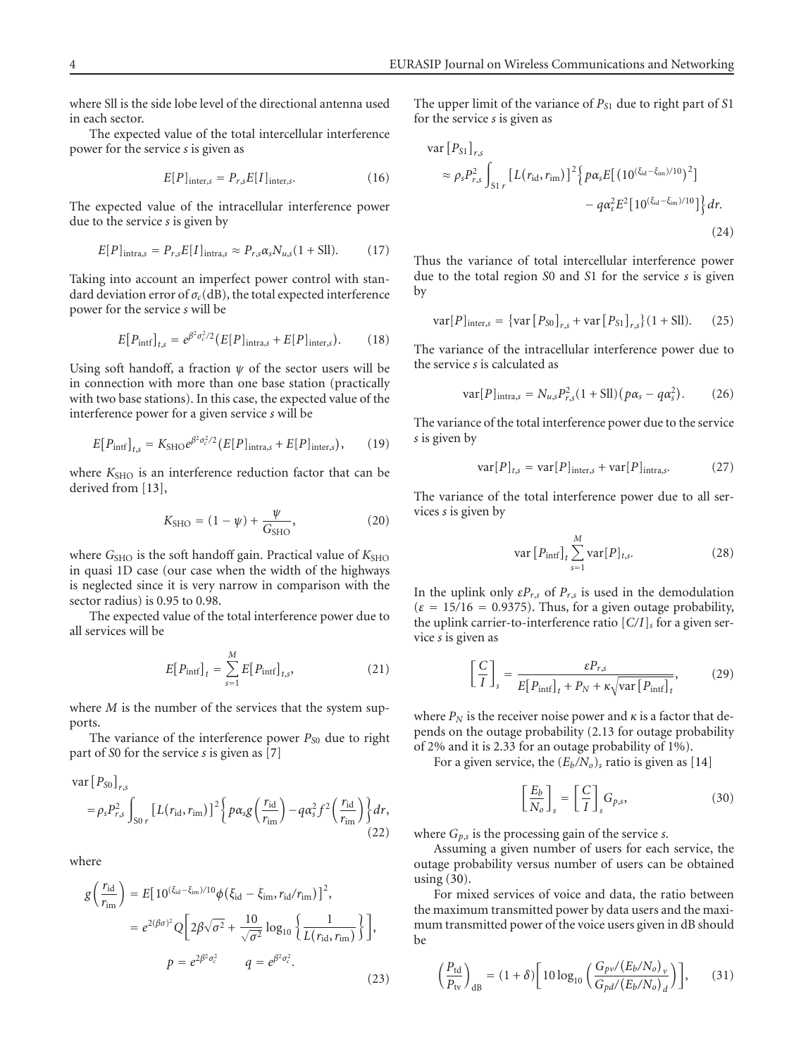where Sll is the side lobe level of the directional antenna used in each sector.

The expected value of the total intercellular interference power for the service $s$ is given as

$$E[P]_{\text{inter},s} = P_{r,s}E[I]_{\text{inter},s}. \tag{16}$$

The expected value of the intracellular interference power due to the service $s$ is given by

$$E[P]_{\text{intra},s} = P_{r,s}E[I]_{\text{intra},s} \approx P_{r,s}\alpha_s N_{u,s}(1+\text{Sll}). \tag{17}$$

Taking into account an imperfect power control with standard deviation error of $\sigma_c$(dB), the total expected interference power for the service $s$ will be

$$E[P_{\text{intf}}]_{t,s} = e^{\beta^2\sigma_c^2/2}\left(E[P]_{\text{intra},s} + E[P]_{\text{inter},s}\right). \tag{18}$$

Using soft handoff, a fraction $\psi$ of the sector users will be in connection with more than one base station (practically with two base stations). In this case, the expected value of the interference power for a given service $s$ will be

$$E[P_{\text{intf}}]_{t,s} = K_{\text{SHO}}e^{\beta^2\sigma_c^2/2}\left(E[P]_{\text{intra},s} + E[P]_{\text{inter},s}\right), \tag{19}$$

where $K_{\text{SHO}}$ is an interference reduction factor that can be derived from [13],

$$K_{\text{SHO}} = (1-\psi) + \frac{\psi}{G_{\text{SHO}}}, \tag{20}$$

where $G_{\text{SHO}}$ is the soft handoff gain. Practical value of $K_{\text{SHO}}$ in quasi 1D case (our case when the width of the highways is neglected since it is very narrow in comparison with the sector radius) is 0.95 to 0.98.

The expected value of the total interference power due to all services will be

$$E[P_{\text{intf}}]_t = \sum_{s=1}^{M} E[P_{\text{intf}}]_{t,s}, \tag{21}$$

where $M$ is the number of the services that the system supports.

The variance of the interference power $P_{S0}$ due to right part of $S0$ for the service $s$ is given as [7]

$$\text{var}[P_{S0}]_{r,s} = \rho_s P_{r,s}^2 \int_{S0\,r} \left[L(r_{\text{id}}, r_{\text{im}})\right]^2 \left\{p\alpha_s g\left(\frac{r_{\text{id}}}{r_{\text{im}}}\right) - q\alpha_s^2 f^2\left(\frac{r_{\text{id}}}{r_{\text{im}}}\right)\right\} dr, \tag{22}$$

where

$$\begin{aligned} g\left(\frac{r_{\text{id}}}{r_{\text{im}}}\right) &= E\left[10^{(\xi_{\text{id}}-\xi_{\text{im}})/10}\phi(\xi_{\text{id}}-\xi_{\text{im}}, r_{\text{id}}/r_{\text{im}})\right]^2, \\ &= e^{2(\beta\sigma)^2} Q\left[2\beta\sqrt{\sigma^2} + \frac{10}{\sqrt{\sigma^2}}\log_{10}\left\{\frac{1}{L(r_{\text{id}}, r_{\text{im}})}\right\}\right], \\ p &= e^{2\beta^2\sigma_c^2} \qquad q = e^{\beta^2\sigma_c^2}. \end{aligned} \tag{23}$$

The upper limit of the variance of $P_{S1}$ due to right part of $S1$ for the service $s$ is given as

$$\begin{aligned} \text{var}[P_{S1}]_{r,s} \approx \rho_s P_{r,s}^2 \int_{S1\,r} \left[L(r_{\text{id}}, r_{\text{im}})\right]^2 \Big\{ & p\alpha_s E\left[\left(10^{(\xi_{\text{id}}-\xi_{\text{im}})/10}\right)^2\right] \\ & - q\alpha_s^2 E^2\left[10^{(\xi_{\text{id}}-\xi_{\text{im}})/10}\right]\Big\} dr. \end{aligned} \tag{24}$$

Thus the variance of total intercellular interference power due to the total region $S0$ and $S1$ for the service $s$ is given by

$$\text{var}[P]_{\text{inter},s} = \left\{\text{var}[P_{S0}]_{r,s} + \text{var}[P_{S1}]_{r,s}\right\}(1+\text{Sll}). \tag{25}$$

The variance of the intracellular interference power due to the service $s$ is calculated as

$$\text{var}[P]_{\text{intra},s} = N_{u,s}P_{r,s}^2(1+\text{Sll})\left(p\alpha_s - q\alpha_s^2\right). \tag{26}$$

The variance of the total interference power due to the service $s$ is given by

$$\text{var}[P]_{t,s} = \text{var}[P]_{\text{inter},s} + \text{var}[P]_{\text{intra},s}. \tag{27}$$

The variance of the total interference power due to all services $s$ is given by

$$\text{var}[P_{\text{intf}}]_t \sum_{s=1}^{M} \text{var}[P]_{t,s}. \tag{28}$$

In the uplink only $\varepsilon P_{r,s}$ of $P_{r,s}$ is used in the demodulation ($\varepsilon = 15/16 = 0.9375$). Thus, for a given outage probability, the uplink carrier-to-interference ratio $[C/I]_s$ for a given service $s$ is given as

$$\left[\frac{C}{I}\right]_s = \frac{\varepsilon P_{r,s}}{E[P_{\text{intf}}]_t + P_N + \kappa\sqrt{\text{var}[P_{\text{intf}}]_t}}, \tag{29}$$

where $P_N$ is the receiver noise power and $\kappa$ is a factor that depends on the outage probability (2.13 for outage probability of 2% and it is 2.33 for an outage probability of 1%).

For a given service, the $(E_b/N_o)_s$ ratio is given as [14]

$$\left[\frac{E_b}{N_o}\right]_s = \left[\frac{C}{I}\right]_s G_{p,s}, \tag{30}$$

where $G_{p,s}$ is the processing gain of the service $s$.

Assuming a given number of users for each service, the outage probability versus number of users can be obtained using (30).

For mixed services of voice and data, the ratio between the maximum transmitted power by data users and the maximum transmitted power of the voice users given in dB should be

$$\left(\frac{P_{\text{td}}}{P_{\text{tv}}}\right)_{\text{dB}} = (1+\delta)\left[10\log_{10}\left(\frac{G_{pv}/(E_b/N_o)_v}{G_{pd}/(E_b/N_o)_d}\right)\right], \tag{31}$$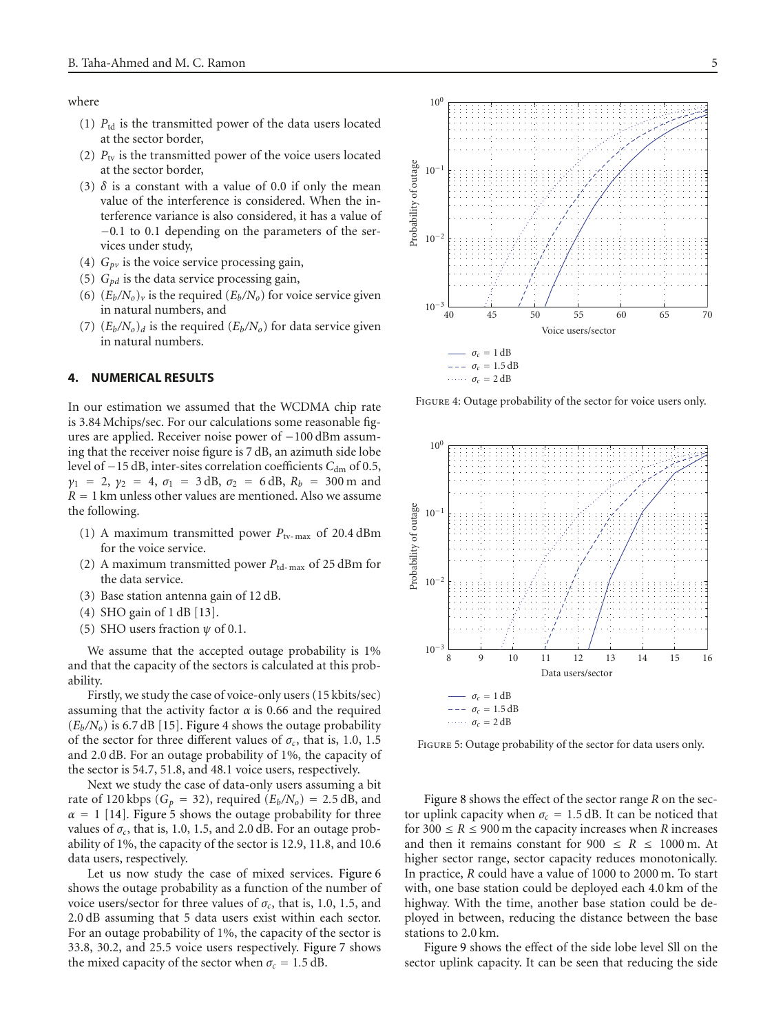where

1. $P_{td}$ is the transmitted power of the data users located at the sector border,
2. $P_{tv}$ is the transmitted power of the voice users located at the sector border,
3. $\delta$ is a constant with a value of 0.0 if only the mean value of the interference is considered. When the interference variance is also considered, it has a value of −0.1 to 0.1 depending on the parameters of the services under study,
4. $G_{pv}$ is the voice service processing gain,
5. $G_{pd}$ is the data service processing gain,
6. $(E_b/N_o)_v$ is the required $(E_b/N_o)$ for voice service given in natural numbers, and
7. $(E_b/N_o)_d$ is the required $(E_b/N_o)$ for data service given in natural numbers.

## 4. NUMERICAL RESULTS

In our estimation we assumed that the WCDMA chip rate is 3.84 Mchips/sec. For our calculations some reasonable figures are applied. Receiver noise power of −100 dBm assuming that the receiver noise figure is 7 dB, an azimuth side lobe level of −15 dB, inter-sites correlation coefficients $C_{dm}$ of 0.5, $\gamma_1 = 2$, $\gamma_2 = 4$, $\sigma_1 = 3$ dB, $\sigma_2 = 6$ dB, $R_b = 300$ m and $R = 1$ km unless other values are mentioned. Also we assume the following.

1. A maximum transmitted power $P_{tv\text{-}max}$ of 20.4 dBm for the voice service.
2. A maximum transmitted power $P_{td\text{-}max}$ of 25 dBm for the data service.
3. Base station antenna gain of 12 dB.
4. SHO gain of 1 dB [13].
5. SHO users fraction $\psi$ of 0.1.

We assume that the accepted outage probability is 1% and that the capacity of the sectors is calculated at this probability.

Firstly, we study the case of voice-only users (15 kbits/sec) assuming that the activity factor $\alpha$ is 0.66 and the required $(E_b/N_o)$ is 6.7 dB [15]. Figure 4 shows the outage probability of the sector for three different values of $\sigma_c$, that is, 1.0, 1.5 and 2.0 dB. For an outage probability of 1%, the capacity of the sector is 54.7, 51.8, and 48.1 voice users, respectively.

Next we study the case of data-only users assuming a bit rate of 120 kbps ($G_p = 32$), required $(E_b/N_o) = 2.5$ dB, and $\alpha = 1$ [14]. Figure 5 shows the outage probability for three values of $\sigma_c$, that is, 1.0, 1.5, and 2.0 dB. For an outage probability of 1%, the capacity of the sector is 12.9, 11.8, and 10.6 data users, respectively.

Let us now study the case of mixed services. Figure 6 shows the outage probability as a function of the number of voice users/sector for three values of $\sigma_c$, that is, 1.0, 1.5, and 2.0 dB assuming that 5 data users exist within each sector. For an outage probability of 1%, the capacity of the sector is 33.8, 30.2, and 25.5 voice users respectively. Figure 7 shows the mixed capacity of the sector when $\sigma_c = 1.5$ dB.

Figure 4: Outage probability of the sector for voice users only.

Figure 5: Outage probability of the sector for data users only.

Figure 8 shows the effect of the sector range $R$ on the sector uplink capacity when $\sigma_c = 1.5$ dB. It can be noticed that for $300 \leq R \leq 900$ m the capacity increases when $R$ increases and then it remains constant for $900 \leq R \leq 1000$ m. At higher sector range, sector capacity reduces monotonically. In practice, $R$ could have a value of 1000 to 2000 m. To start with, one base station could be deployed each 4.0 km of the highway. With the time, another base station could be deployed in between, reducing the distance between the base stations to 2.0 km.

Figure 9 shows the effect of the side lobe level Sll on the sector uplink capacity. It can be seen that reducing the side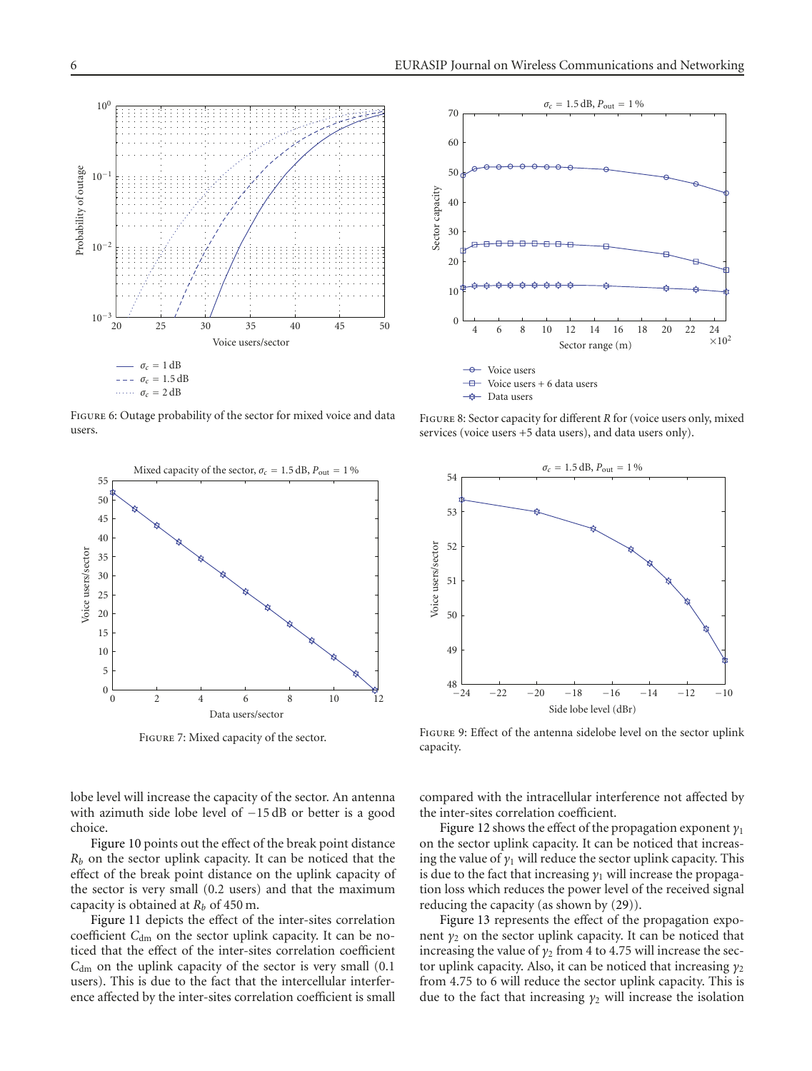Figure 6: Outage probability of the sector for mixed voice and data users.

Figure 8: Sector capacity for different $R$ for (voice users only, mixed services (voice users +5 data users), and data users only).

Figure 7: Mixed capacity of the sector.

Figure 9: Effect of the antenna sidelobe level on the sector uplink capacity.

lobe level will increase the capacity of the sector. An antenna with azimuth side lobe level of −15 dB or better is a good choice.

Figure 10 points out the effect of the break point distance $R_b$ on the sector uplink capacity. It can be noticed that the effect of the break point distance on the uplink capacity of the sector is very small (0.2 users) and that the maximum capacity is obtained at $R_b$ of 450 m.

Figure 11 depicts the effect of the inter-sites correlation coefficient $C_{\text{dm}}$ on the sector uplink capacity. It can be noticed that the effect of the inter-sites correlation coefficient $C_{\text{dm}}$ on the uplink capacity of the sector is very small (0.1 users). This is due to the fact that the intercellular interference affected by the inter-sites correlation coefficient is small compared with the intracellular interference not affected by the inter-sites correlation coefficient.

Figure 12 shows the effect of the propagation exponent $\gamma_1$ on the sector uplink capacity. It can be noticed that increasing the value of $\gamma_1$ will reduce the sector uplink capacity. This is due to the fact that increasing $\gamma_1$ will increase the propagation loss which reduces the power level of the received signal reducing the capacity (as shown by (29)).

Figure 13 represents the effect of the propagation exponent $\gamma_2$ on the sector uplink capacity. It can be noticed that increasing the value of $\gamma_2$ from 4 to 4.75 will increase the sector uplink capacity. Also, it can be noticed that increasing $\gamma_2$ from 4.75 to 6 will reduce the sector uplink capacity. This is due to the fact that increasing $\gamma_2$ will increase the isolation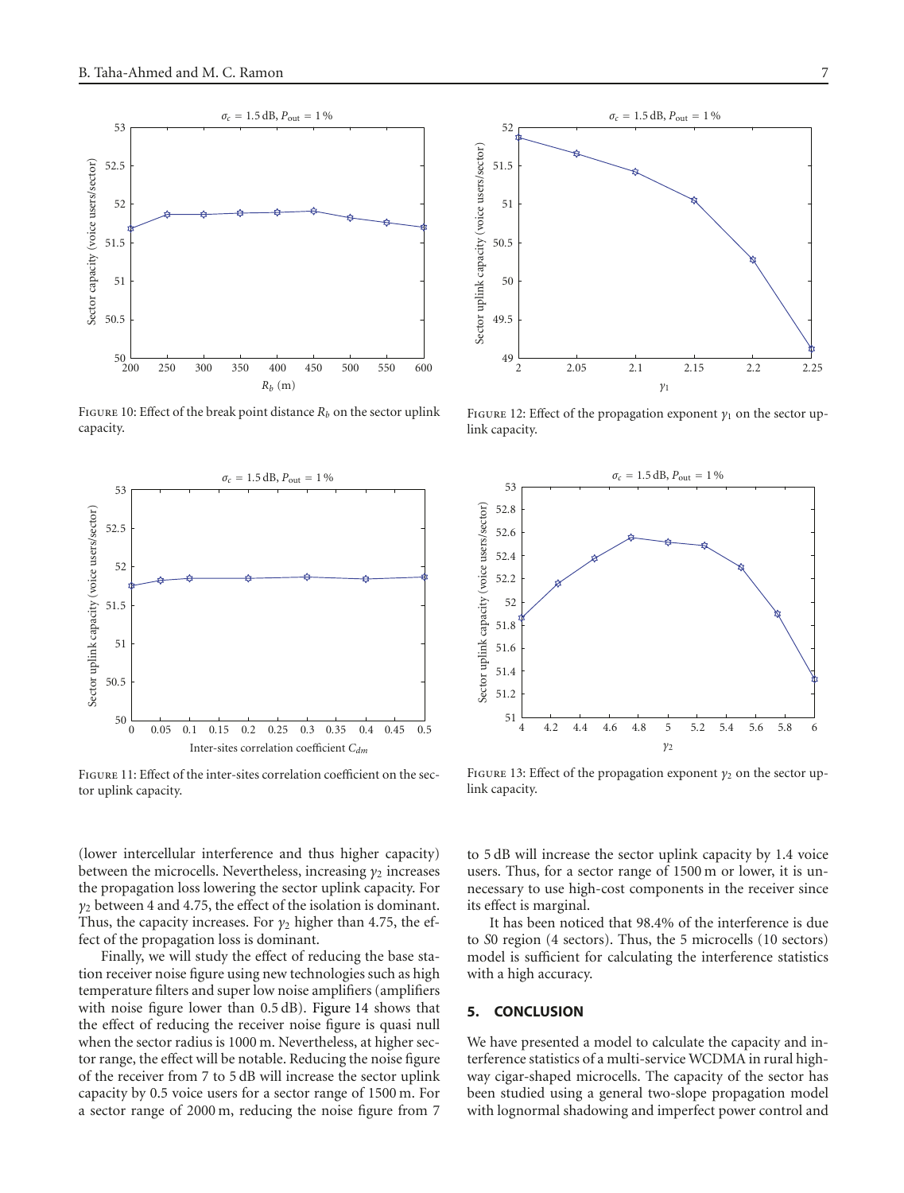Figure 10: Effect of the break point distance $R_b$ on the sector uplink capacity.

Figure 11: Effect of the inter-sites correlation coefficient on the sector uplink capacity.

Figure 12: Effect of the propagation exponent $\gamma_1$ on the sector uplink capacity.

Figure 13: Effect of the propagation exponent $\gamma_2$ on the sector uplink capacity.

(lower intercellular interference and thus higher capacity) between the microcells. Nevertheless, increasing $\gamma_2$ increases the propagation loss lowering the sector uplink capacity. For $\gamma_2$ between 4 and 4.75, the effect of the isolation is dominant. Thus, the capacity increases. For $\gamma_2$ higher than 4.75, the effect of the propagation loss is dominant.

Finally, we will study the effect of reducing the base station receiver noise figure using new technologies such as high temperature filters and super low noise amplifiers (amplifiers with noise figure lower than 0.5 dB). Figure 14 shows that the effect of reducing the receiver noise figure is quasi null when the sector radius is 1000 m. Nevertheless, at higher sector range, the effect will be notable. Reducing the noise figure of the receiver from 7 to 5 dB will increase the sector uplink capacity by 0.5 voice users for a sector range of 1500 m. For a sector range of 2000 m, reducing the noise figure from 7 to 5 dB will increase the sector uplink capacity by 1.4 voice users. Thus, for a sector range of 1500 m or lower, it is unnecessary to use high-cost components in the receiver since its effect is marginal.

It has been noticed that 98.4% of the interference is due to $S0$ region (4 sectors). Thus, the 5 microcells (10 sectors) model is sufficient for calculating the interference statistics with a high accuracy.

## 5. CONCLUSION

We have presented a model to calculate the capacity and interference statistics of a multi-service WCDMA in rural highway cigar-shaped microcells. The capacity of the sector has been studied using a general two-slope propagation model with lognormal shadowing and imperfect power control and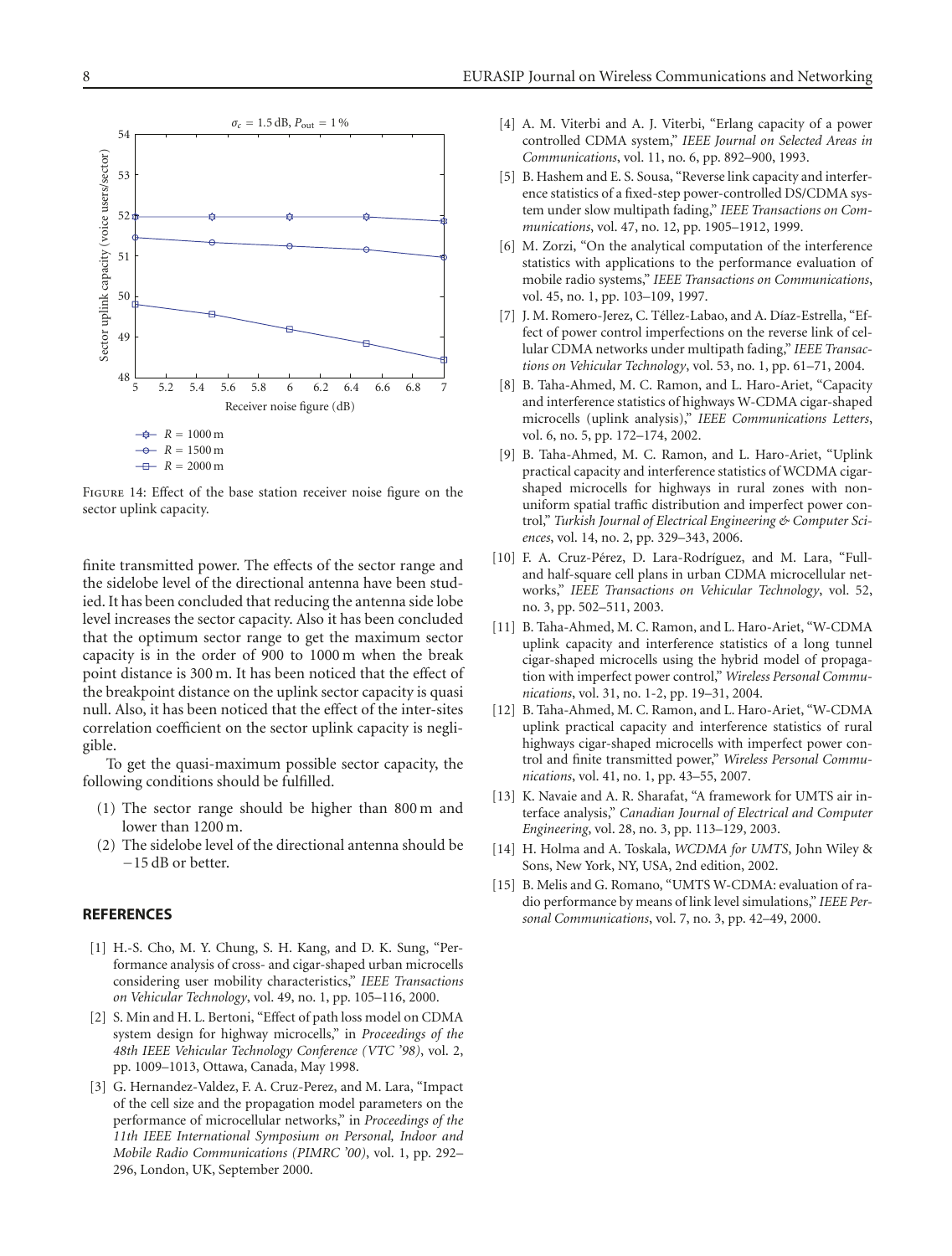$\sigma_c = 1.5\,\text{dB}$, $P_{\text{out}} = 1\,\%$

Sector uplink capacity (voice users/sector)

54

53

52

51

50

49

48

5 5.2 5.4 5.6 5.8 6 6.2 6.4 6.6 6.8 7

Receiver noise figure (dB)

$R = 1000\,\text{m}$

$R = 1500\,\text{m}$

$R = 2000\,\text{m}$

Figure 14: Effect of the base station receiver noise figure on the sector uplink capacity.

finite transmitted power. The effects of the sector range and the sidelobe level of the directional antenna have been studied. It has been concluded that reducing the antenna side lobe level increases the sector capacity. Also it has been concluded that the optimum sector range to get the maximum sector capacity is in the order of 900 to 1000 m when the break point distance is 300 m. It has been noticed that the effect of the breakpoint distance on the uplink sector capacity is quasi null. Also, it has been noticed that the effect of the inter-sites correlation coefficient on the sector uplink capacity is negligible.

To get the quasi-maximum possible sector capacity, the following conditions should be fulfilled.

(1) The sector range should be higher than 800 m and lower than 1200 m.

(2) The sidelobe level of the directional antenna should be −15 dB or better.

## REFERENCES

[1] H.-S. Cho, M. Y. Chung, S. H. Kang, and D. K. Sung, "Performance analysis of cross- and cigar-shaped urban microcells considering user mobility characteristics," *IEEE Transactions on Vehicular Technology*, vol. 49, no. 1, pp. 105–116, 2000.

[2] S. Min and H. L. Bertoni, "Effect of path loss model on CDMA system design for highway microcells," in *Proceedings of the 48th IEEE Vehicular Technology Conference (VTC '98)*, vol. 2, pp. 1009–1013, Ottawa, Canada, May 1998.

[3] G. Hernandez-Valdez, F. A. Cruz-Perez, and M. Lara, "Impact of the cell size and the propagation model parameters on the performance of microcellular networks," in *Proceedings of the 11th IEEE International Symposium on Personal, Indoor and Mobile Radio Communications (PIMRC '00)*, vol. 1, pp. 292–296, London, UK, September 2000.

[4] A. M. Viterbi and A. J. Viterbi, "Erlang capacity of a power controlled CDMA system," *IEEE Journal on Selected Areas in Communications*, vol. 11, no. 6, pp. 892–900, 1993.

[5] B. Hashem and E. S. Sousa, "Reverse link capacity and interference statistics of a fixed-step power-controlled DS/CDMA system under slow multipath fading," *IEEE Transactions on Communications*, vol. 47, no. 12, pp. 1905–1912, 1999.

[6] M. Zorzi, "On the analytical computation of the interference statistics with applications to the performance evaluation of mobile radio systems," *IEEE Transactions on Communications*, vol. 45, no. 1, pp. 103–109, 1997.

[7] J. M. Romero-Jerez, C. Téllez-Labao, and A. Díaz-Estrella, "Effect of power control imperfections on the reverse link of cellular CDMA networks under multipath fading," *IEEE Transactions on Vehicular Technology*, vol. 53, no. 1, pp. 61–71, 2004.

[8] B. Taha-Ahmed, M. C. Ramon, and L. Haro-Ariet, "Capacity and interference statistics of highways W-CDMA cigar-shaped microcells (uplink analysis)," *IEEE Communications Letters*, vol. 6, no. 5, pp. 172–174, 2002.

[9] B. Taha-Ahmed, M. C. Ramon, and L. Haro-Ariet, "Uplink practical capacity and interference statistics of WCDMA cigar-shaped microcells for highways in rural zones with non-uniform spatial traffic distribution and imperfect power control," *Turkish Journal of Electrical Engineering & Computer Sciences*, vol. 14, no. 2, pp. 329–343, 2006.

[10] F. A. Cruz-Pérez, D. Lara-Rodríguez, and M. Lara, "Full- and half-square cell plans in urban CDMA microcellular networks," *IEEE Transactions on Vehicular Technology*, vol. 52, no. 3, pp. 502–511, 2003.

[11] B. Taha-Ahmed, M. C. Ramon, and L. Haro-Ariet, "W-CDMA uplink capacity and interference statistics of a long tunnel cigar-shaped microcells using the hybrid model of propagation with imperfect power control," *Wireless Personal Communications*, vol. 31, no. 1-2, pp. 19–31, 2004.

[12] B. Taha-Ahmed, M. C. Ramon, and L. Haro-Ariet, "W-CDMA uplink practical capacity and interference statistics of rural highways cigar-shaped microcells with imperfect power control and finite transmitted power," *Wireless Personal Communications*, vol. 41, no. 1, pp. 43–55, 2007.

[13] K. Navaie and A. R. Sharafat, "A framework for UMTS air interface analysis," *Canadian Journal of Electrical and Computer Engineering*, vol. 28, no. 3, pp. 113–129, 2003.

[14] H. Holma and A. Toskala, *WCDMA for UMTS*, John Wiley & Sons, New York, NY, USA, 2nd edition, 2002.

[15] B. Melis and G. Romano, "UMTS W-CDMA: evaluation of radio performance by means of link level simulations," *IEEE Personal Communications*, vol. 7, no. 3, pp. 42–49, 2000.